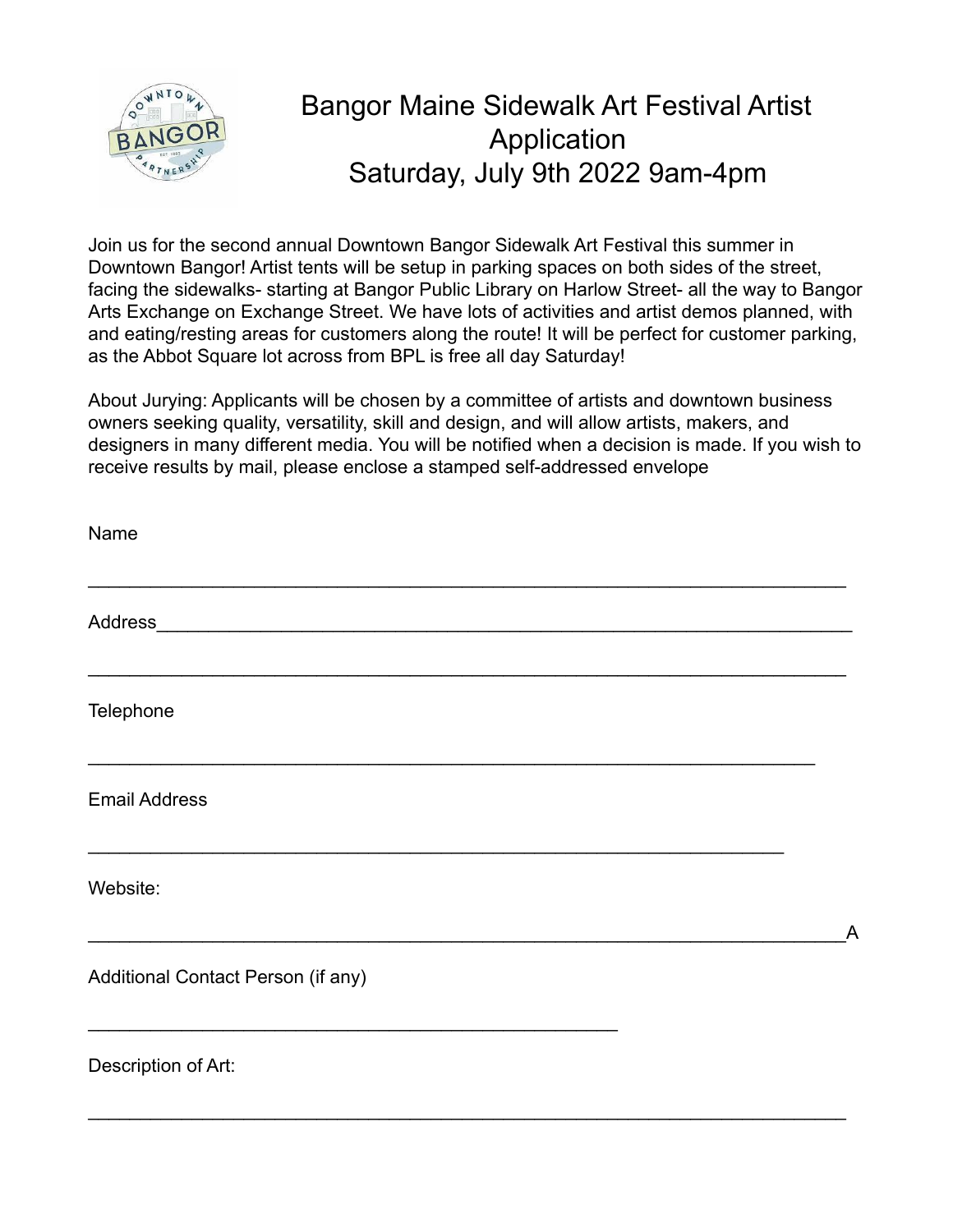# Bangor Maine Sidewalk Art Festival Artist Application
# Saturday, July 9th 2022 9am-4pm

Join us for the second annual Downtown Bangor Sidewalk Art Festival this summer in Downtown Bangor! Artist tents will be setup in parking spaces on both sides of the street, facing the sidewalks- starting at Bangor Public Library on Harlow Street- all the way to Bangor Arts Exchange on Exchange Street. We have lots of activities and artist demos planned, with and eating/resting areas for customers along the route! It will be perfect for customer parking, as the Abbot Square lot across from BPL is free all day Saturday!

About Jurying: Applicants will be chosen by a committee of artists and downtown business owners seeking quality, versatility, skill and design, and will allow artists, makers, and designers in many different media. You will be notified when a decision is made. If you wish to receive results by mail, please enclose a stamped self-addressed envelope

Name

_______________________________________________________________________________

Address_________________________________________________________________________

_______________________________________________________________________________

Telephone

____________________________________________________________________________

Email Address

_________________________________________________________________________

Website:

_______________________________________________________________________________A

Additional Contact Person (if any)

________________________________________________________

Description of Art:

_______________________________________________________________________________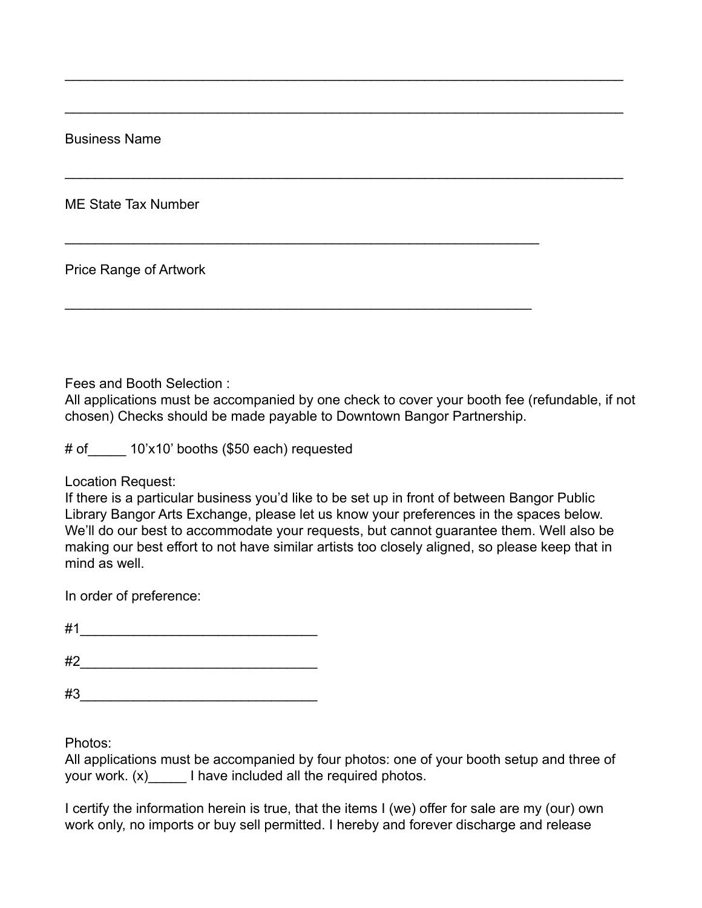\_\_\_\_\_\_\_\_\_\_\_\_\_\_\_\_\_\_\_\_\_\_\_\_\_\_\_\_\_\_\_\_\_\_\_\_\_\_\_\_\_\_\_\_\_\_\_\_\_\_\_\_\_\_\_\_\_\_\_\_\_\_\_\_\_\_\_\_\_\_\_\_\_\_\_\_\_\_

\_\_\_\_\_\_\_\_\_\_\_\_\_\_\_\_\_\_\_\_\_\_\_\_\_\_\_\_\_\_\_\_\_\_\_\_\_\_\_\_\_\_\_\_\_\_\_\_\_\_\_\_\_\_\_\_\_\_\_\_\_\_\_\_\_\_\_\_\_\_\_\_\_\_\_\_\_\_

Business Name

\_\_\_\_\_\_\_\_\_\_\_\_\_\_\_\_\_\_\_\_\_\_\_\_\_\_\_\_\_\_\_\_\_\_\_\_\_\_\_\_\_\_\_\_\_\_\_\_\_\_\_\_\_\_\_\_\_\_\_\_\_\_\_\_\_\_\_\_\_\_\_\_\_\_\_\_\_\_

ME State Tax Number

\_\_\_\_\_\_\_\_\_\_\_\_\_\_\_\_\_\_\_\_\_\_\_\_\_\_\_\_\_\_\_\_\_\_\_\_\_\_\_\_\_\_\_\_\_\_\_\_\_\_\_\_\_\_\_\_\_\_\_\_\_\_\_\_

Price Range of Artwork

\_\_\_\_\_\_\_\_\_\_\_\_\_\_\_\_\_\_\_\_\_\_\_\_\_\_\_\_\_\_\_\_\_\_\_\_\_\_\_\_\_\_\_\_\_\_\_\_\_\_\_\_\_\_\_\_\_\_\_\_\_\_\_

Fees and Booth Selection :
All applications must be accompanied by one check to cover your booth fee (refundable, if not chosen) Checks should be made payable to Downtown Bangor Partnership.

# of\_\_\_\_\_ 10'x10' booths ($50 each) requested

Location Request:
If there is a particular business you'd like to be set up in front of between Bangor Public Library Bangor Arts Exchange, please let us know your preferences in the spaces below. We'll do our best to accommodate your requests, but cannot guarantee them. Well also be making our best effort to not have similar artists too closely aligned, so please keep that in mind as well.

In order of preference:

#1\_\_\_\_\_\_\_\_\_\_\_\_\_\_\_\_\_\_\_\_\_\_\_\_\_\_\_\_\_\_\_\_

#2\_\_\_\_\_\_\_\_\_\_\_\_\_\_\_\_\_\_\_\_\_\_\_\_\_\_\_\_\_\_\_\_

#3\_\_\_\_\_\_\_\_\_\_\_\_\_\_\_\_\_\_\_\_\_\_\_\_\_\_\_\_\_\_\_\_

Photos:
All applications must be accompanied by four photos: one of your booth setup and three of your work. (x)\_\_\_\_\_ I have included all the required photos.

I certify the information herein is true, that the items I (we) offer for sale are my (our) own work only, no imports or buy sell permitted. I hereby and forever discharge and release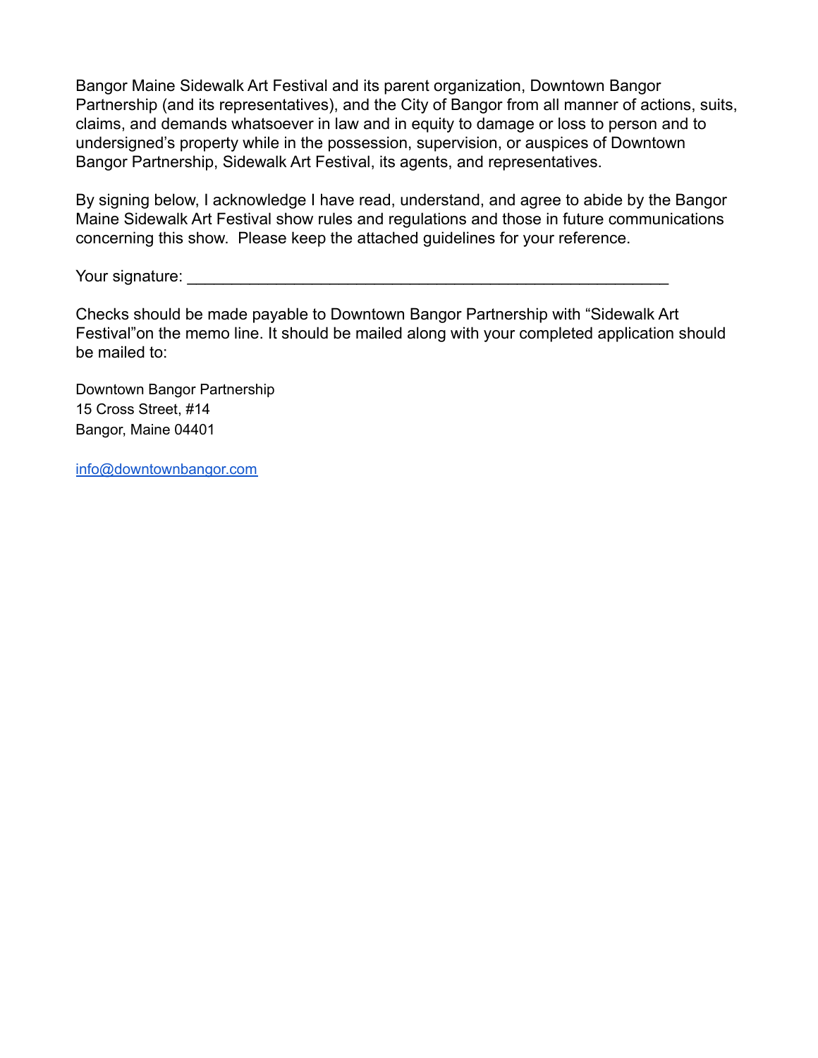Bangor Maine Sidewalk Art Festival and its parent organization, Downtown Bangor Partnership (and its representatives), and the City of Bangor from all manner of actions, suits, claims, and demands whatsoever in law and in equity to damage or loss to person and to undersigned's property while in the possession, supervision, or auspices of Downtown Bangor Partnership, Sidewalk Art Festival, its agents, and representatives.

By signing below, I acknowledge I have read, understand, and agree to abide by the Bangor Maine Sidewalk Art Festival show rules and regulations and those in future communications concerning this show.  Please keep the attached guidelines for your reference.

Your signature: _______________________________________________________

Checks should be made payable to Downtown Bangor Partnership with "Sidewalk Art Festival"on the memo line. It should be mailed along with your completed application should be mailed to:

Downtown Bangor Partnership
15 Cross Street, #14
Bangor, Maine 04401

info@downtownbangor.com